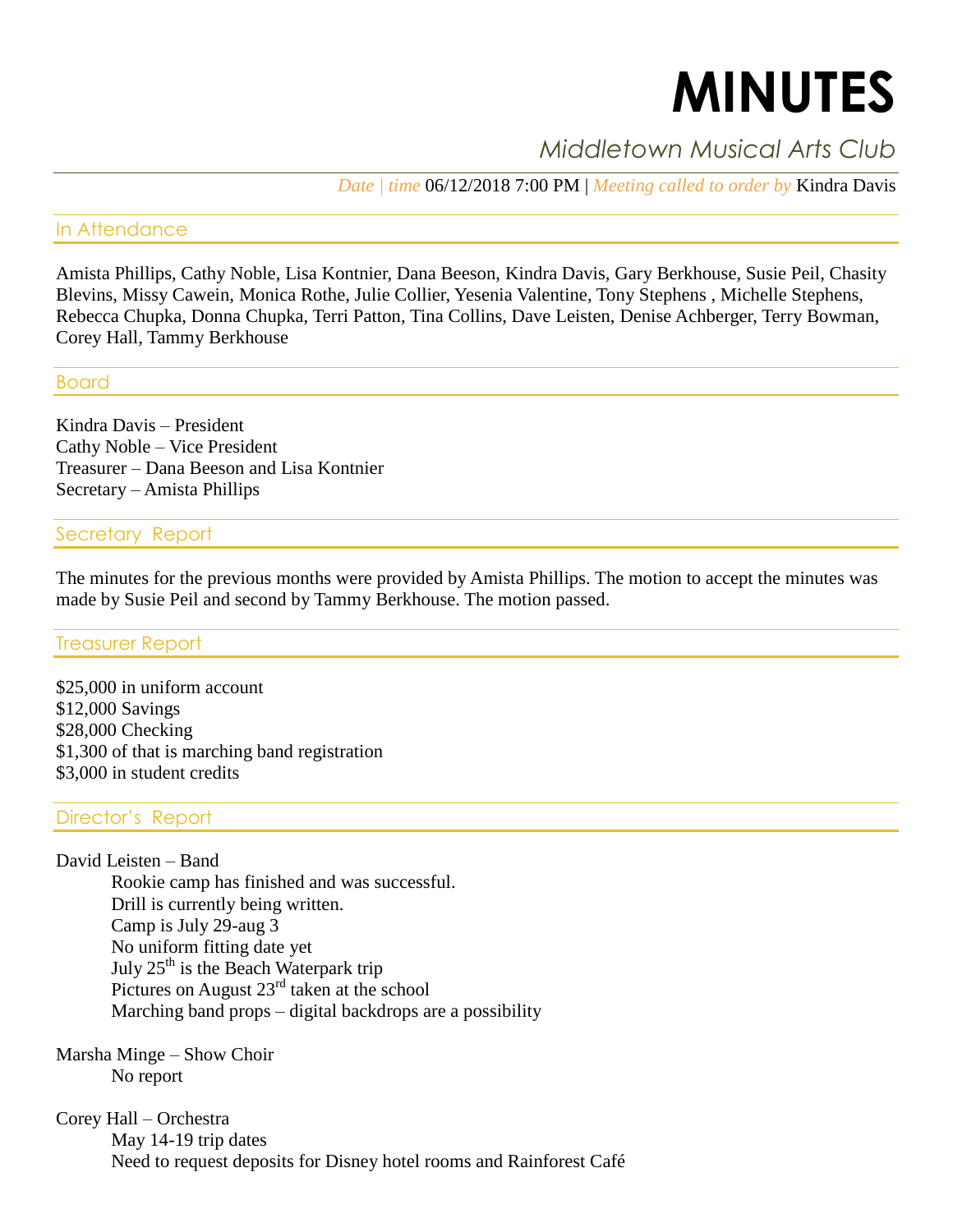# MINUTES

## *Middletown Musical Arts Club*

*Date | time* 06/12/2018 7:00 PM | *Meeting called to order by* Kindra Davis

### In Attendance

Amista Phillips, Cathy Noble, Lisa Kontnier, Dana Beeson, Kindra Davis, Gary Berkhouse, Susie Peil, Chasity Blevins, Missy Cawein, Monica Rothe, Julie Collier, Yesenia Valentine, Tony Stephens , Michelle Stephens, Rebecca Chupka, Donna Chupka, Terri Patton, Tina Collins, Dave Leisten, Denise Achberger, Terry Bowman, Corey Hall, Tammy Berkhouse

### Board

Kindra Davis – President
Cathy Noble – Vice President
Treasurer – Dana Beeson and Lisa Kontnier
Secretary – Amista Phillips

### Secretary Report

The minutes for the previous months were provided by Amista Phillips. The motion to accept the minutes was made by Susie Peil and second by Tammy Berkhouse. The motion passed.

### Treasurer Report

$25,000 in uniform account
$12,000 Savings
$28,000 Checking
$1,300 of that is marching band registration
$3,000 in student credits

### Director's Report

David Leisten – Band

- Rookie camp has finished and was successful.
- Drill is currently being written.
- Camp is July 29-aug 3
- No uniform fitting date yet
- July 25th is the Beach Waterpark trip
- Pictures on August 23rd taken at the school
- Marching band props – digital backdrops are a possibility

Marsha Minge – Show Choir

- No report

Corey Hall – Orchestra

- May 14-19 trip dates
- Need to request deposits for Disney hotel rooms and Rainforest Café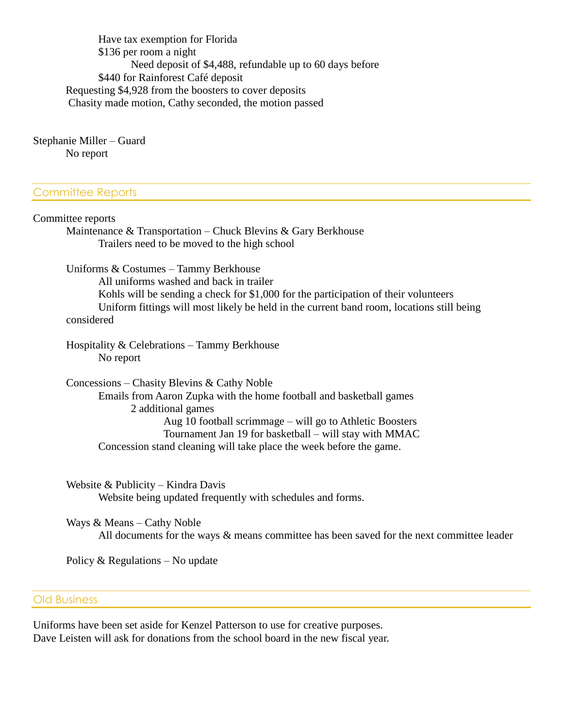- Have tax exemption for Florida
- $136 per room a night
  - Need deposit of $4,488, refundable up to 60 days before
- $440 for Rainforest Café deposit

Requesting $4,928 from the boosters to cover deposits

Chasity made motion, Cathy seconded, the motion passed

Stephanie Miller – Guard

No report

## Committee Reports

Committee reports

- Maintenance & Transportation – Chuck Blevins & Gary Berkhouse
  - Trailers need to be moved to the high school
- Uniforms & Costumes – Tammy Berkhouse
  - All uniforms washed and back in trailer
  - Kohls will be sending a check for $1,000 for the participation of their volunteers
  - Uniform fittings will most likely be held in the current band room, locations still being considered
- Hospitality & Celebrations – Tammy Berkhouse
  - No report
- Concessions – Chasity Blevins & Cathy Noble
  - Emails from Aaron Zupka with the home football and basketball games
    - 2 additional games
      - Aug 10 football scrimmage – will go to Athletic Boosters
      - Tournament Jan 19 for basketball – will stay with MMAC
  - Concession stand cleaning will take place the week before the game.
- Website & Publicity – Kindra Davis
  - Website being updated frequently with schedules and forms.
- Ways & Means – Cathy Noble
  - All documents for the ways & means committee has been saved for the next committee leader
- Policy & Regulations – No update

## Old Business

Uniforms have been set aside for Kenzel Patterson to use for creative purposes.

Dave Leisten will ask for donations from the school board in the new fiscal year.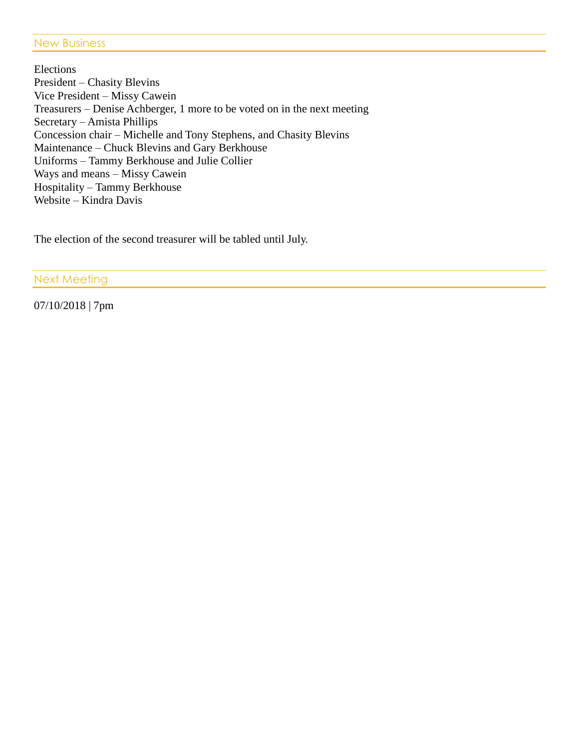## New Business

Elections
President – Chasity Blevins
Vice President – Missy Cawein
Treasurers – Denise Achberger, 1 more to be voted on in the next meeting
Secretary – Amista Phillips
Concession chair – Michelle and Tony Stephens, and Chasity Blevins
Maintenance – Chuck Blevins and Gary Berkhouse
Uniforms – Tammy Berkhouse and Julie Collier
Ways and means – Missy Cawein
Hospitality – Tammy Berkhouse
Website – Kindra Davis

The election of the second treasurer will be tabled until July.

## Next Meeting

07/10/2018 | 7pm